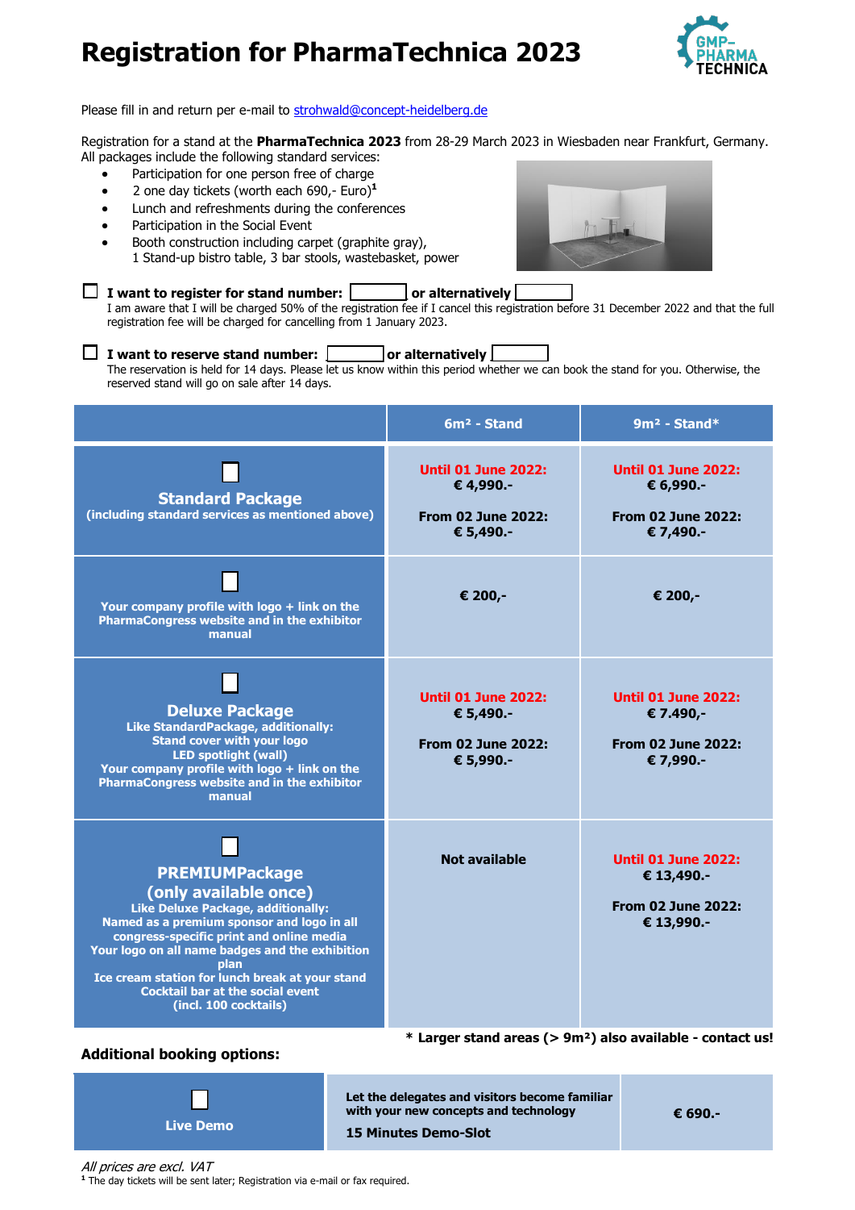# Registration for PharmaTechnica 2023

Please fill in and return per e-mail to strohwald@concept-heidelberg.de

Registration for a stand at the **PharmaTechnica 2023** from 28-29 March 2023 in Wiesbaden near Frankfurt, Germany.
All packages include the following standard services:

- Participation for one person free of charge
- 2 one day tickets (worth each 690,- Euro)[1]
- Lunch and refreshments during the conferences
- Participation in the Social Event
- Booth construction including carpet (graphite gray), 1 Stand-up bistro table, 3 bar stools, wastebasket, power

☐ **I want to register for stand number:** ______ **or alternatively** ______
I am aware that I will be charged 50% of the registration fee if I cancel this registration before 31 December 2022 and that the full registration fee will be charged for cancelling from 1 January 2023.

☐ **I want to reserve stand number:** ______ **or alternatively** ______
The reservation is held for 14 days. Please let us know within this period whether we can book the stand for you. Otherwise, the reserved stand will go on sale after 14 days.

| | 6m² - Stand | 9m² - Stand* |
|---|---|---|
| ☐ **Standard Package** (including standard services as mentioned above) | **Until 01 June 2022:** € 4,990.-<br>**From 02 June 2022:** € 5,490.- | **Until 01 June 2022:** € 6,990.-<br>**From 02 June 2022:** € 7,490.- |
| ☐ **Your company profile with logo + link on the PharmaCongress website and in the exhibitor manual** | € 200,- | € 200,- |
| ☐ **Deluxe Package**<br>Like StandardPackage, additionally:<br>Stand cover with your logo<br>LED spotlight (wall)<br>Your company profile with logo + link on the PharmaCongress website and in the exhibitor manual | **Until 01 June 2022:** € 5,490.-<br>**From 02 June 2022:** € 5,990.- | **Until 01 June 2022:** € 7.490,-<br>**From 02 June 2022:** € 7,990.- |
| ☐ **PREMIUMPackage (only available once)**<br>Like Deluxe Package, additionally:<br>Named as a premium sponsor and logo in all congress-specific print and online media<br>Your logo on all name badges and the exhibition plan<br>Ice cream station for lunch break at your stand<br>Cocktail bar at the social event<br>(incl. 100 cocktails) | Not available | **Until 01 June 2022:** € 13,490.-<br>**From 02 June 2022:** € 13,990.- |

**\* Larger stand areas (> 9m²) also available - contact us!**

**Additional booking options:**

| | | |
|---|---|---|
| ☐ **Live Demo** | **Let the delegates and visitors become familiar with your new concepts and technology**<br>**15 Minutes Demo-Slot** | **€ 690.-** |

*All prices are excl. VAT*

[1] The day tickets will be sent later; Registration via e-mail or fax required.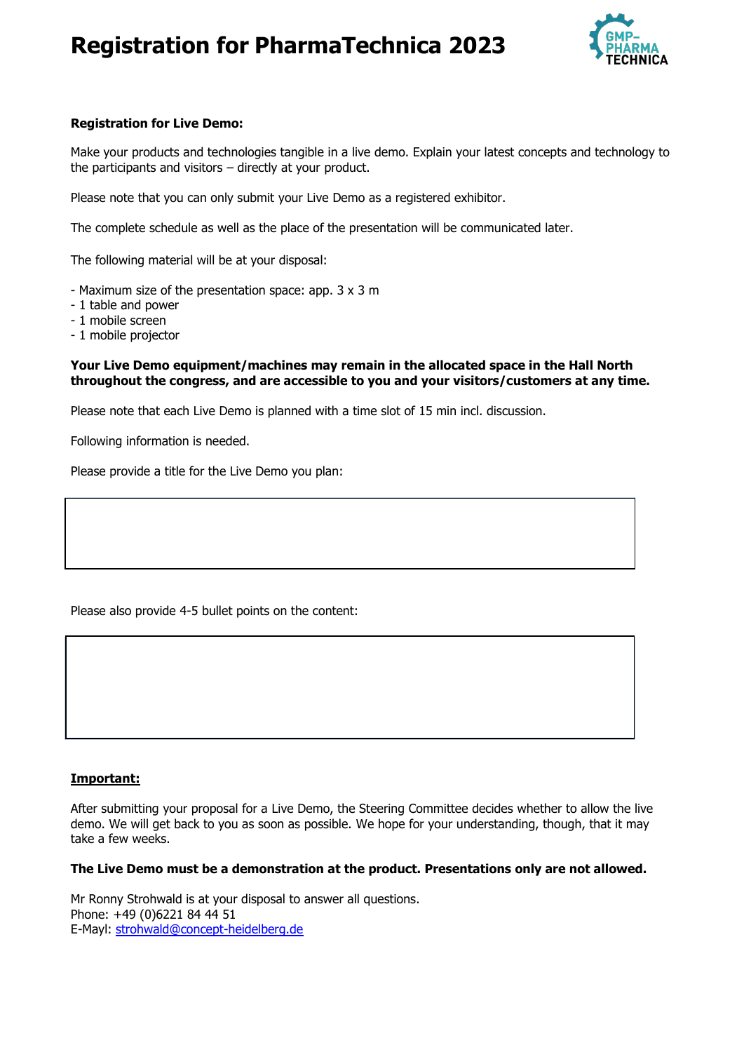# Registration for PharmaTechnica 2023

**Registration for Live Demo:**

Make your products and technologies tangible in a live demo. Explain your latest concepts and technology to the participants and visitors – directly at your product.

Please note that you can only submit your Live Demo as a registered exhibitor.

The complete schedule as well as the place of the presentation will be communicated later.

The following material will be at your disposal:

- Maximum size of the presentation space: app. 3 x 3 m
- 1 table and power
- 1 mobile screen
- 1 mobile projector

**Your Live Demo equipment/machines may remain in the allocated space in the Hall North throughout the congress, and are accessible to you and your visitors/customers at any time.**

Please note that each Live Demo is planned with a time slot of 15 min incl. discussion.

Following information is needed.

Please provide a title for the Live Demo you plan:

Please also provide 4-5 bullet points on the content:

**Important:**

After submitting your proposal for a Live Demo, the Steering Committee decides whether to allow the live demo. We will get back to you as soon as possible. We hope for your understanding, though, that it may take a few weeks.

**The Live Demo must be a demonstration at the product. Presentations only are not allowed.**

Mr Ronny Strohwald is at your disposal to answer all questions.
Phone: +49 (0)6221 84 44 51
E-Mayl: strohwald@concept-heidelberg.de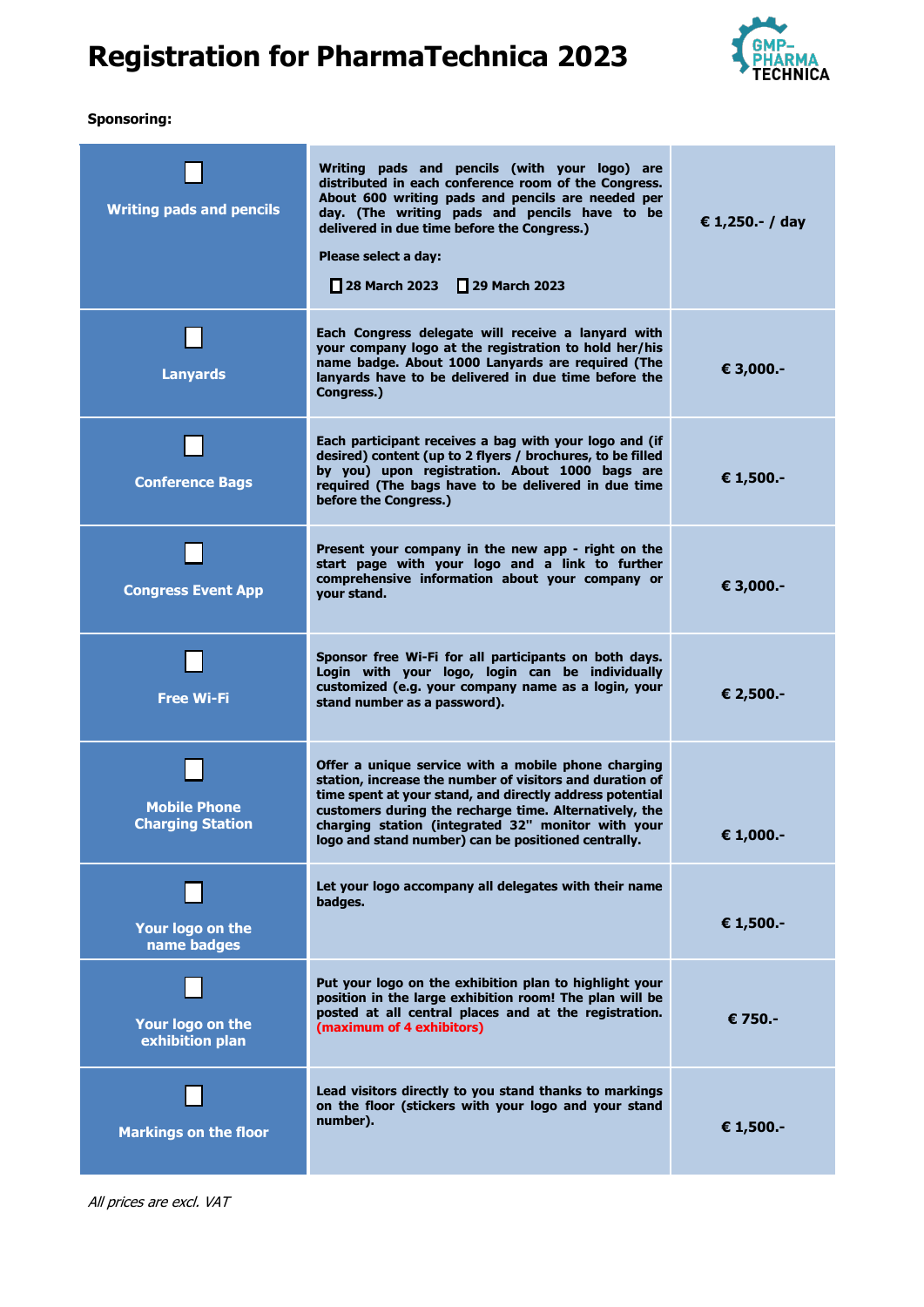// Registration for PharmaTechnica 2023

**Sponsoring:**

| Item | Description | Price |
| --- | --- | --- |
| ☐ **Writing pads and pencils** | **Writing pads and pencils (with your logo) are distributed in each conference room of the Congress. About 600 writing pads and pencils are needed per day. (The writing pads and pencils have to be delivered in due time before the Congress.)** **Please select a day:** ☐ **28 March 2023** ☐ **29 March 2023** | **€ 1,250.- / day** |
| ☐ **Lanyards** | **Each Congress delegate will receive a lanyard with your company logo at the registration to hold her/his name badge. About 1000 Lanyards are required (The lanyards have to be delivered in due time before the Congress.)** | **€ 3,000.-** |
| ☐ **Conference Bags** | **Each participant receives a bag with your logo and (if desired) content (up to 2 flyers / brochures, to be filled by you) upon registration. About 1000 bags are required (The bags have to be delivered in due time before the Congress.)** | **€ 1,500.-** |
| ☐ **Congress Event App** | **Present your company in the new app - right on the start page with your logo and a link to further comprehensive information about your company or your stand.** | **€ 3,000.-** |
| ☐ **Free Wi-Fi** | **Sponsor free Wi-Fi for all participants on both days. Login with your logo, login can be individually customized (e.g. your company name as a login, your stand number as a password).** | **€ 2,500.-** |
| ☐ **Mobile Phone Charging Station** | **Offer a unique service with a mobile phone charging station, increase the number of visitors and duration of time spent at your stand, and directly address potential customers during the recharge time. Alternatively, the charging station (integrated 32" monitor with your logo and stand number) can be positioned centrally.** | **€ 1,000.-** |
| ☐ **Your logo on the name badges** | **Let your logo accompany all delegates with their name badges.** | **€ 1,500.-** |
| ☐ **Your logo on the exhibition plan** | **Put your logo on the exhibition plan to highlight your position in the large exhibition room! The plan will be posted at all central places and at the registration. (maximum of 4 exhibitors)** | **€ 750.-** |
| ☐ **Markings on the floor** | **Lead visitors directly to you stand thanks to markings on the floor (stickers with your logo and your stand number).** | **€ 1,500.-** |

*All prices are excl. VAT*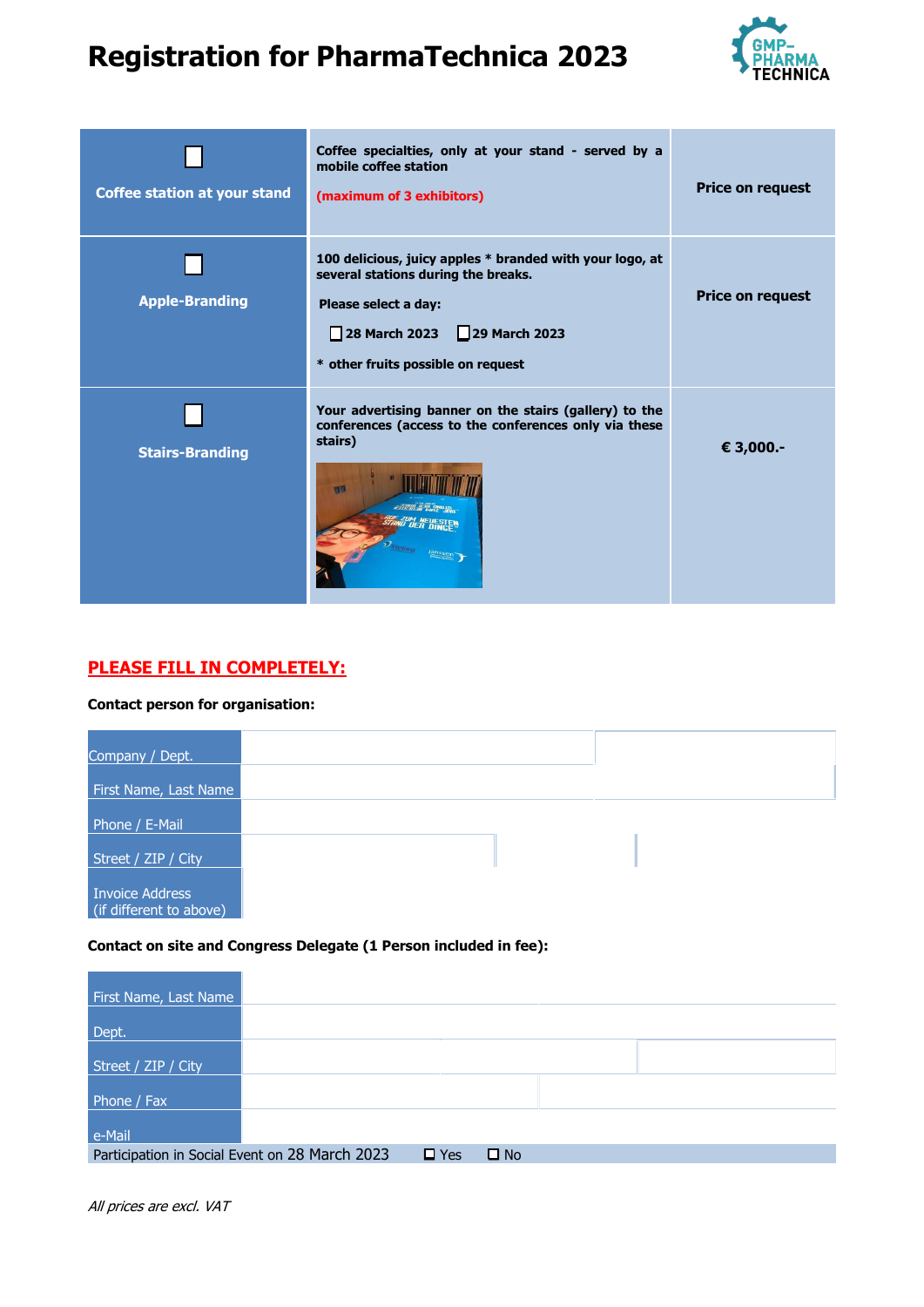# Registration for PharmaTechnica 2023

| | | |
|---|---|---|
| ☐ **Coffee station at your stand** | **Coffee specialties, only at your stand - served by a mobile coffee station** **(maximum of 3 exhibitors)** | **Price on request** |
| ☐ **Apple-Branding** | **100 delicious, juicy apples \* branded with your logo, at several stations during the breaks.** **Please select a day:** ☐ **28 March 2023** ☐ **29 March 2023** **\* other fruits possible on request** | **Price on request** |
| ☐ **Stairs-Branding** | **Your advertising banner on the stairs (gallery) to the conferences (access to the conferences only via these stairs)** | **€ 3,000.-** |

## PLEASE FILL IN COMPLETELY:

**Contact person for organisation:**

| | |
|---|---|
| Company / Dept. | |
| First Name, Last Name | |
| Phone / E-Mail | |
| Street / ZIP / City | |
| Invoice Address (if different to above) | |

**Contact on site and Congress Delegate (1 Person included in fee):**

| | |
|---|---|
| First Name, Last Name | |
| Dept. | |
| Street / ZIP / City | |
| Phone / Fax | |
| e-Mail | |
| Participation in Social Event on 28 March 2023 | ☐ Yes ☐ No |

*All prices are excl. VAT*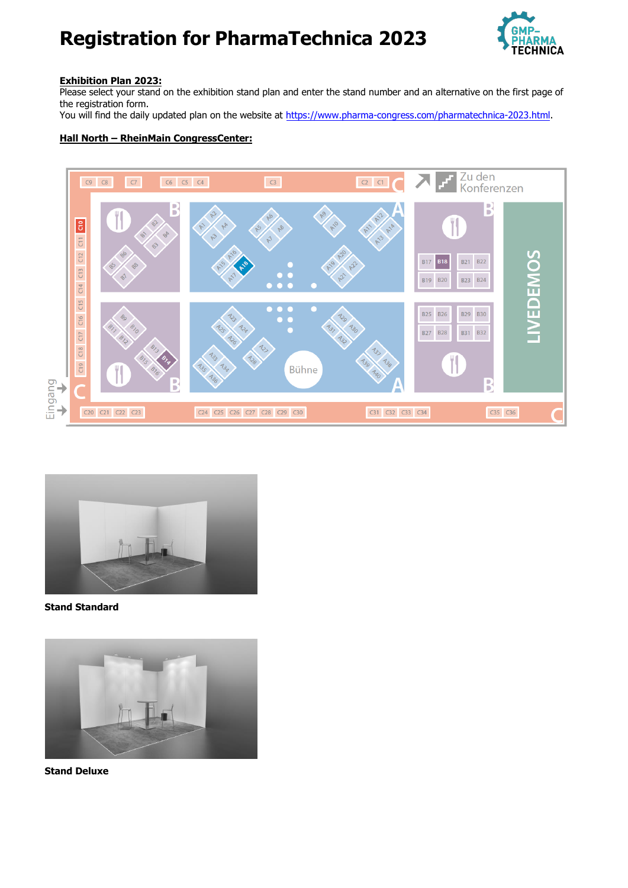# Registration for PharmaTechnica 2023

**Exhibition Plan 2023:**
Please select your stand on the exhibition stand plan and enter the stand number and an alternative on the first page of the registration form.
You will find the daily updated plan on the website at https://www.pharma-congress.com/pharmatechnica-2023.html.

**Hall North – RheinMain CongressCenter:**

**Stand Standard**

**Stand Deluxe**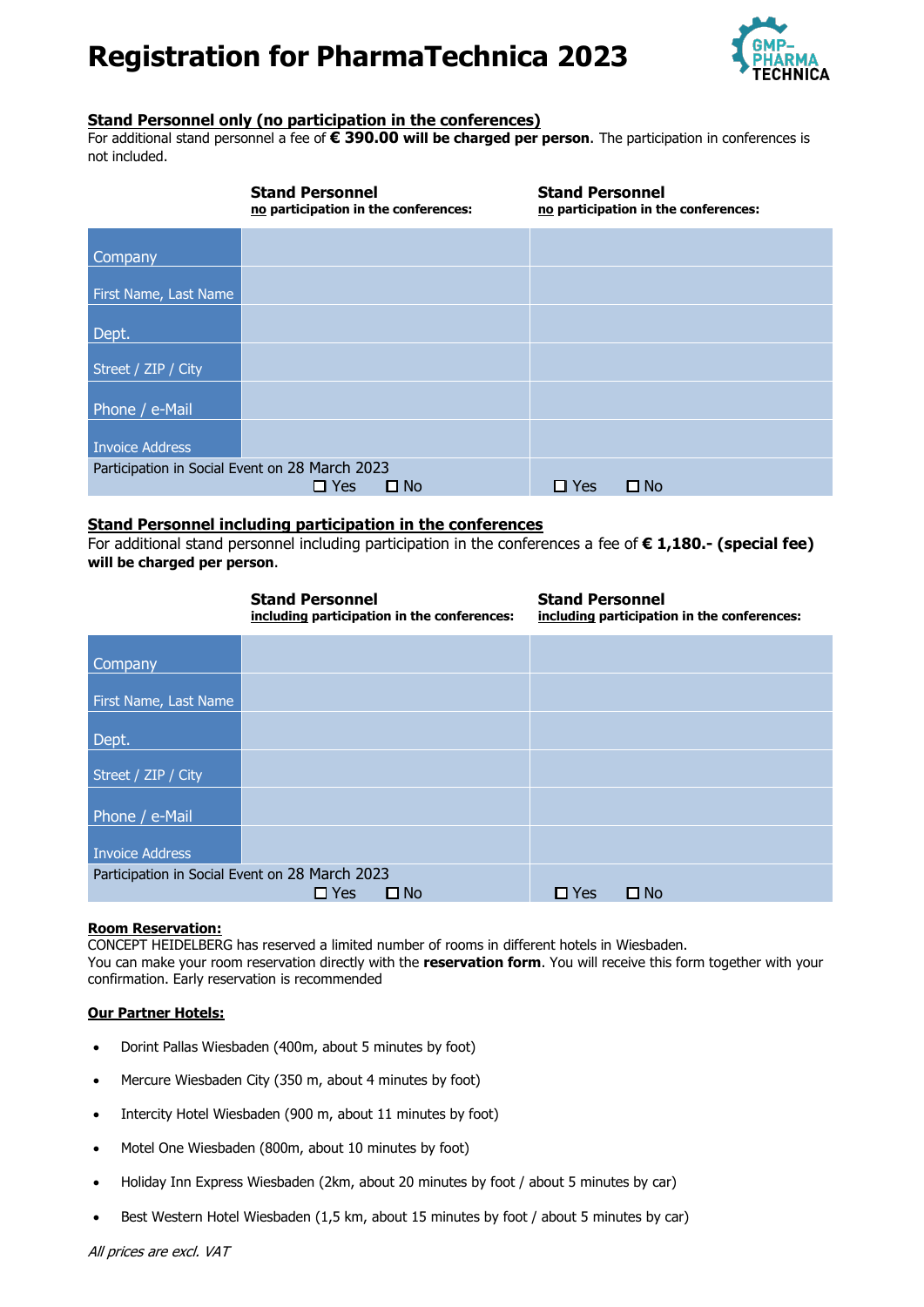# Registration for PharmaTechnica 2023

**Stand Personnel only (no participation in the conferences)**

For additional stand personnel a fee of **€ 390.00 will be charged per person**. The participation in conferences is not included.

| | **Stand Personnel** no participation in the conferences: | **Stand Personnel** no participation in the conferences: |
|---|---|---|
| Company | | |
| First Name, Last Name | | |
| Dept. | | |
| Street / ZIP / City | | |
| Phone / e-Mail | | |
| Invoice Address | | |
| Participation in Social Event on 28 March 2023 | ☐ Yes ☐ No | ☐ Yes ☐ No |

**Stand Personnel including participation in the conferences**

For additional stand personnel including participation in the conferences a fee of **€ 1,180.- (special fee) will be charged per person**.

| | **Stand Personnel** including participation in the conferences: | **Stand Personnel** including participation in the conferences: |
|---|---|---|
| Company | | |
| First Name, Last Name | | |
| Dept. | | |
| Street / ZIP / City | | |
| Phone / e-Mail | | |
| Invoice Address | | |
| Participation in Social Event on 28 March 2023 | ☐ Yes ☐ No | ☐ Yes ☐ No |

**Room Reservation:**

CONCEPT HEIDELBERG has reserved a limited number of rooms in different hotels in Wiesbaden.
You can make your room reservation directly with the **reservation form**. You will receive this form together with your confirmation. Early reservation is recommended

**Our Partner Hotels:**

- Dorint Pallas Wiesbaden (400m, about 5 minutes by foot)
- Mercure Wiesbaden City (350 m, about 4 minutes by foot)
- Intercity Hotel Wiesbaden (900 m, about 11 minutes by foot)
- Motel One Wiesbaden (800m, about 10 minutes by foot)
- Holiday Inn Express Wiesbaden (2km, about 20 minutes by foot / about 5 minutes by car)
- Best Western Hotel Wiesbaden (1,5 km, about 15 minutes by foot / about 5 minutes by car)

*All prices are excl. VAT*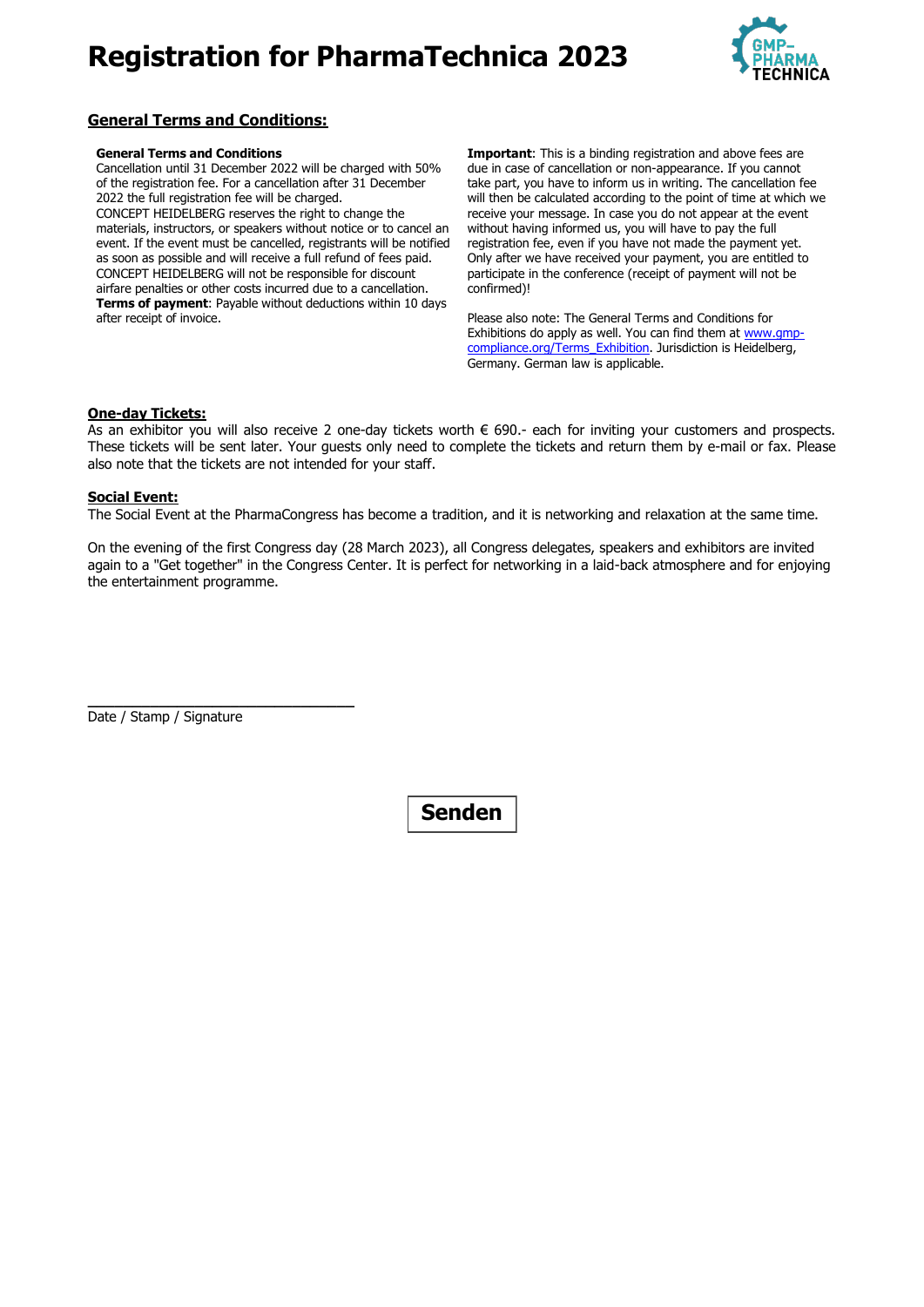# Registration for PharmaTechnica 2023

## General Terms and Conditions:

**General Terms and Conditions**
Cancellation until 31 December 2022 will be charged with 50% of the registration fee. For a cancellation after 31 December 2022 the full registration fee will be charged.
CONCEPT HEIDELBERG reserves the right to change the materials, instructors, or speakers without notice or to cancel an event. If the event must be cancelled, registrants will be notified as soon as possible and will receive a full refund of fees paid. CONCEPT HEIDELBERG will not be responsible for discount airfare penalties or other costs incurred due to a cancellation.
**Terms of payment**: Payable without deductions within 10 days after receipt of invoice.

**Important**: This is a binding registration and above fees are due in case of cancellation or non-appearance. If you cannot take part, you have to inform us in writing. The cancellation fee will then be calculated according to the point of time at which we receive your message. In case you do not appear at the event without having informed us, you will have to pay the full registration fee, even if you have not made the payment yet. Only after we have received your payment, you are entitled to participate in the conference (receipt of payment will not be confirmed)!

Please also note: The General Terms and Conditions for Exhibitions do apply as well. You can find them at www.gmp-compliance.org/Terms_Exhibition. Jurisdiction is Heidelberg, Germany. German law is applicable.

**One-day Tickets:**
As an exhibitor you will also receive 2 one-day tickets worth € 690.- each for inviting your customers and prospects. These tickets will be sent later. Your guests only need to complete the tickets and return them by e-mail or fax. Please also note that the tickets are not intended for your staff.

**Social Event:**
The Social Event at the PharmaCongress has become a tradition, and it is networking and relaxation at the same time.

On the evening of the first Congress day (28 March 2023), all Congress delegates, speakers and exhibitors are invited again to a "Get together" in the Congress Center. It is perfect for networking in a laid-back atmosphere and for enjoying the entertainment programme.

______________________________
Date / Stamp / Signature

**Senden**